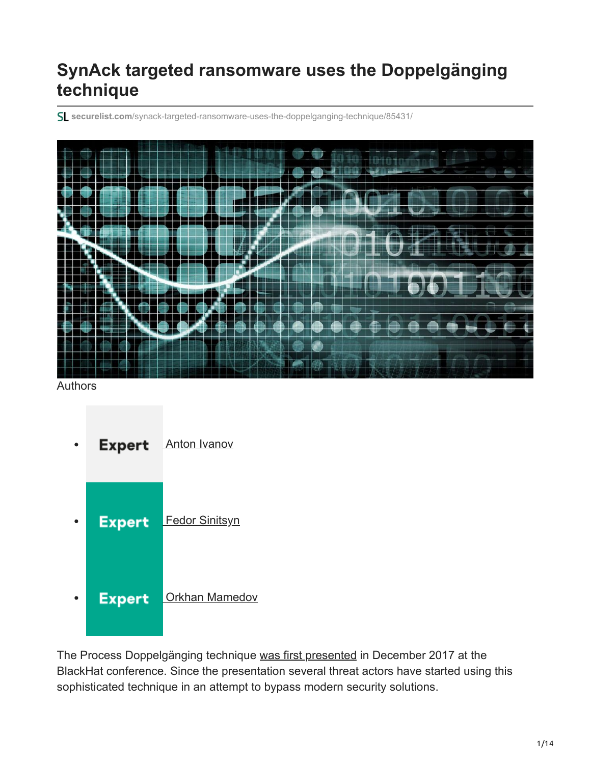# SynAck targeted ransomware uses the Doppelgänging technique

securelist.com/synack-targeted-ransomware-uses-the-doppelganging-technique/85431/

Authors

- Expert Anton Ivanov
- Expert Fedor Sinitsyn
- Expert Orkhan Mamedov

The Process Doppelgänging technique was first presented in December 2017 at the BlackHat conference. Since the presentation several threat actors have started using this sophisticated technique in an attempt to bypass modern security solutions.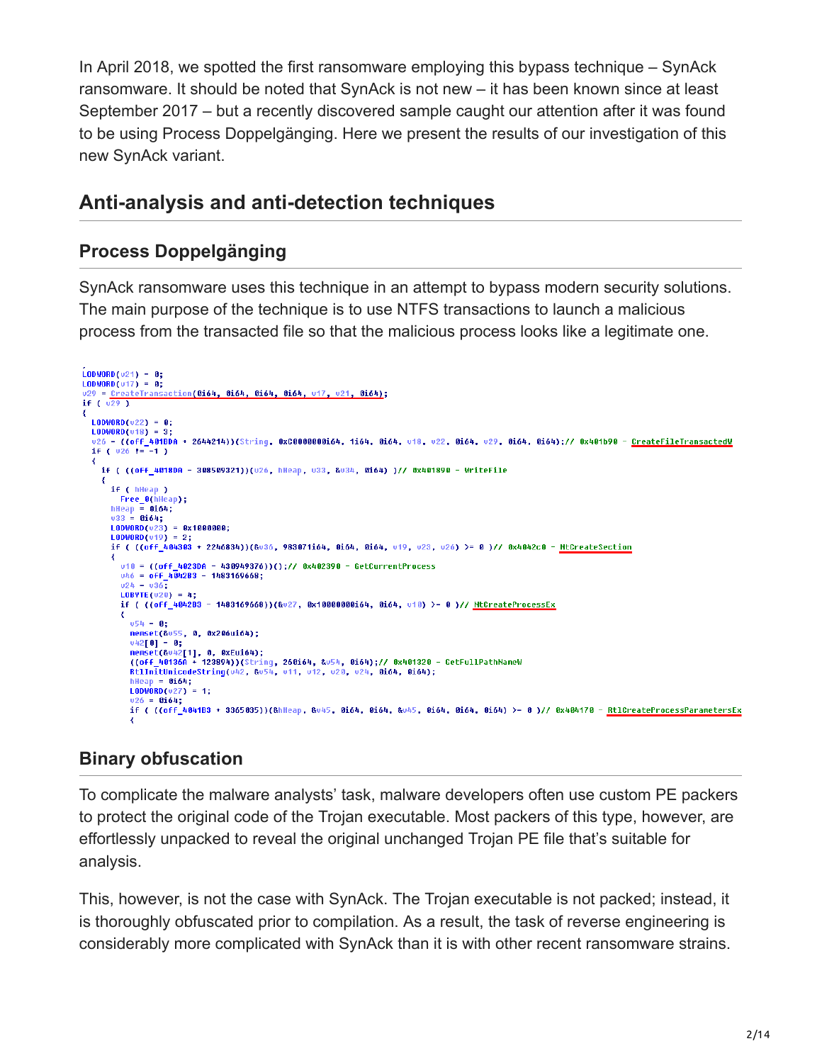In April 2018, we spotted the first ransomware employing this bypass technique – SynAck ransomware. It should be noted that SynAck is not new – it has been known since at least September 2017 – but a recently discovered sample caught our attention after it was found to be using Process Doppelgänging. Here we present the results of our investigation of this new SynAck variant.

## Anti-analysis and anti-detection techniques

### Process Doppelgänging

SynAck ransomware uses this technique in an attempt to bypass modern security solutions. The main purpose of the technique is to use NTFS transactions to launch a malicious process from the transacted file so that the malicious process looks like a legitimate one.

```
LODWORD(v21) = 0;
LODWORD(v17) = 0;
v29 = CreateTransaction(0i64, 0i64, 0i64, 0i64, v17, v21, 0i64);
if ( v29 )
{
  LODWORD(v22) = 0;
  LODWORD(v18) = 3;
  v26 = ((off_401DDA + 2644214))(String, 0xC0000000i64, 1i64, 0i64, v18, v22, 0i64, v29, 0i64, 0i64);// 0x401b90 - CreateFileTransactedW
  if ( v26 != -1 )
  {
    if ( ((off_4018DA - 308509321))(v26, hHeap, v33, &v34, 0i64) )// 0x401890 - WriteFile
    {
      if ( hHeap )
        Free_0(hHeap);
      hHeap = 0i64;
      v33 = 0i64;
      LODWORD(v23) = 0x1000000;
      LODWORD(v19) = 2;
      if ( ((off_404303 + 2240834))(&v36, 983071i64, 0i64, 0i64, v19, v23, v26) >= 0 )// 0x4042c0 - NtCreateSection
      {
        v18 = ((off_4023DA - 430949376))();// 0x402390 - GetCurrentProcess
        v46 = off_4042B3 - 1483169668;
        v24 = v36;
        LOBYTE(v20) = 4;
        if ( ((off_4042B3 - 1483169668))(&v27, 0x10000000i64, 0i64, v18) >= 0 )// NtCreateProcessEx
        {
          v54 = 0;
          memset(&v55, 0, 0x206ui64);
          v42[0] = 0;
          memset(&v42[1], 0, 0xEui64);
          ((off_40136A + 123894))(String, 260i64, &v54, 0i64);// 0x401320 - GetFullPathNameW
          RtlInitUnicodeString(v42, &v54, v11, v12, v20, v24, 0i64, 0i64);
          hHeap = 0i64;
          LODWORD(v27) = 1;
          v26 = 0i64;
          if ( ((off_4041B3 + 3365035))(&hHeap, &v45, 0i64, 0i64, &v45, 0i64, 0i64, 0i64) >= 0 )// 0x404170 - RtlCreateProcessParametersEx
          {
```

### Binary obfuscation

To complicate the malware analysts' task, malware developers often use custom PE packers to protect the original code of the Trojan executable. Most packers of this type, however, are effortlessly unpacked to reveal the original unchanged Trojan PE file that's suitable for analysis.

This, however, is not the case with SynAck. The Trojan executable is not packed; instead, it is thoroughly obfuscated prior to compilation. As a result, the task of reverse engineering is considerably more complicated with SynAck than it is with other recent ransomware strains.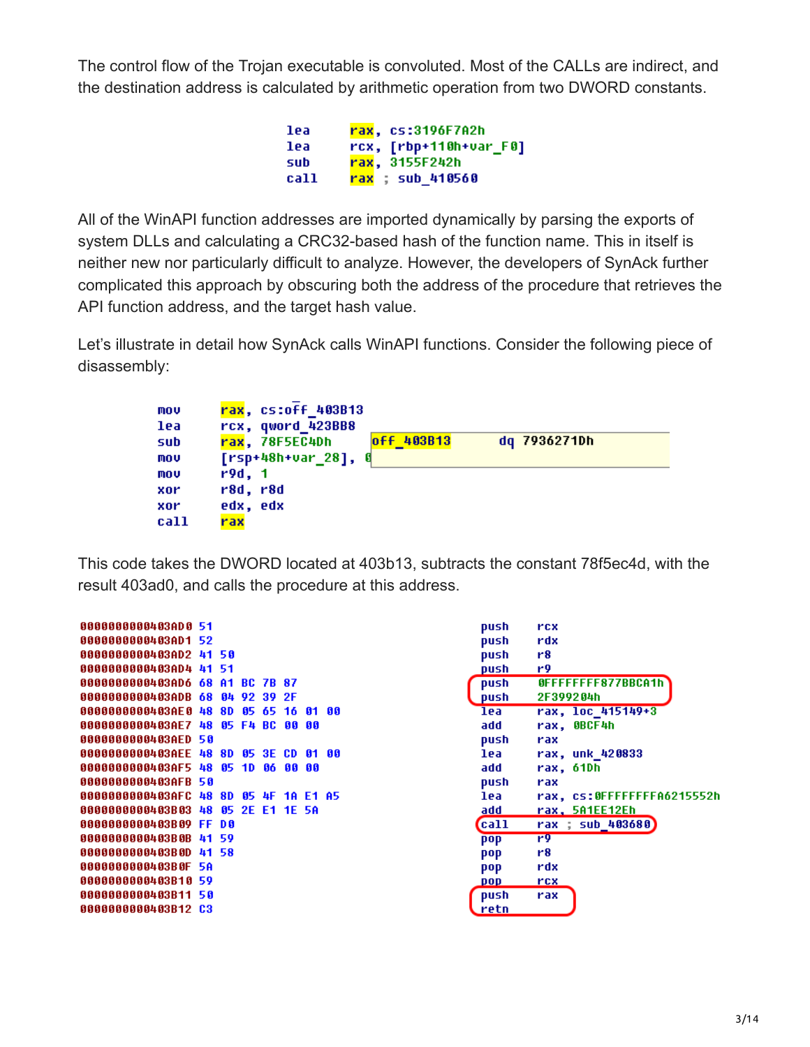The control flow of the Trojan executable is convoluted. Most of the CALLs are indirect, and the destination address is calculated by arithmetic operation from two DWORD constants.

```
lea     rax, cs:3196F7A2h
lea     rcx, [rbp+110h+var_F0]
sub     rax, 3155F242h
call    rax ; sub_410560
```

All of the WinAPI function addresses are imported dynamically by parsing the exports of system DLLs and calculating a CRC32-based hash of the function name. This in itself is neither new nor particularly difficult to analyze. However, the developers of SynAck further complicated this approach by obscuring both the address of the procedure that retrieves the API function address, and the target hash value.

Let's illustrate in detail how SynAck calls WinAPI functions. Consider the following piece of disassembly:

```
mov     rax, cs:off_403B13
lea     rcx, qword_423BB8
sub     rax, 78F5EC4Dh          off_403B13      dq 7936271Dh
mov     [rsp+48h+var_28], 0
mov     r9d, 1
xor     r8d, r8d
xor     edx, edx
call    rax
```

This code takes the DWORD located at 403b13, subtracts the constant 78f5ec4d, with the result 403ad0, and calls the procedure at this address.

```
0000000000403AD0 51                     push    rcx
0000000000403AD1 52                     push    rdx
0000000000403AD2 41 50                  push    r8
0000000000403AD4 41 51                  push    r9
0000000000403AD6 68 A1 BC 7B 87         push    0FFFFFFFF877BBCA1h
0000000000403ADB 68 04 92 39 2F         push    2F399204h
0000000000403AE0 48 8D 05 65 16 01 00   lea     rax, loc_415149+3
0000000000403AE7 48 05 F4 BC 00 00      add     rax, 0BCF4h
0000000000403AED 50                     push    rax
0000000000403AEE 48 8D 05 3E CD 01 00   lea     rax, unk_420833
0000000000403AF5 48 05 1D 06 00 00      add     rax, 61Dh
0000000000403AFB 50                     push    rax
0000000000403AFC 48 8D 05 4F 1A E1 A5   lea     rax, cs:0FFFFFFFFA6215552h
0000000000403B03 48 05 2E E1 1E 5A      add     rax, 5A1EE12Eh
0000000000403B09 FF D0                  call    rax ; sub_403680
0000000000403B0B 41 59                  pop     r9
0000000000403B0D 41 58                  pop     r8
0000000000403B0F 5A                     pop     rdx
0000000000403B10 59                     pop     rcx
0000000000403B11 50                     push    rax
0000000000403B12 C3                     retn
```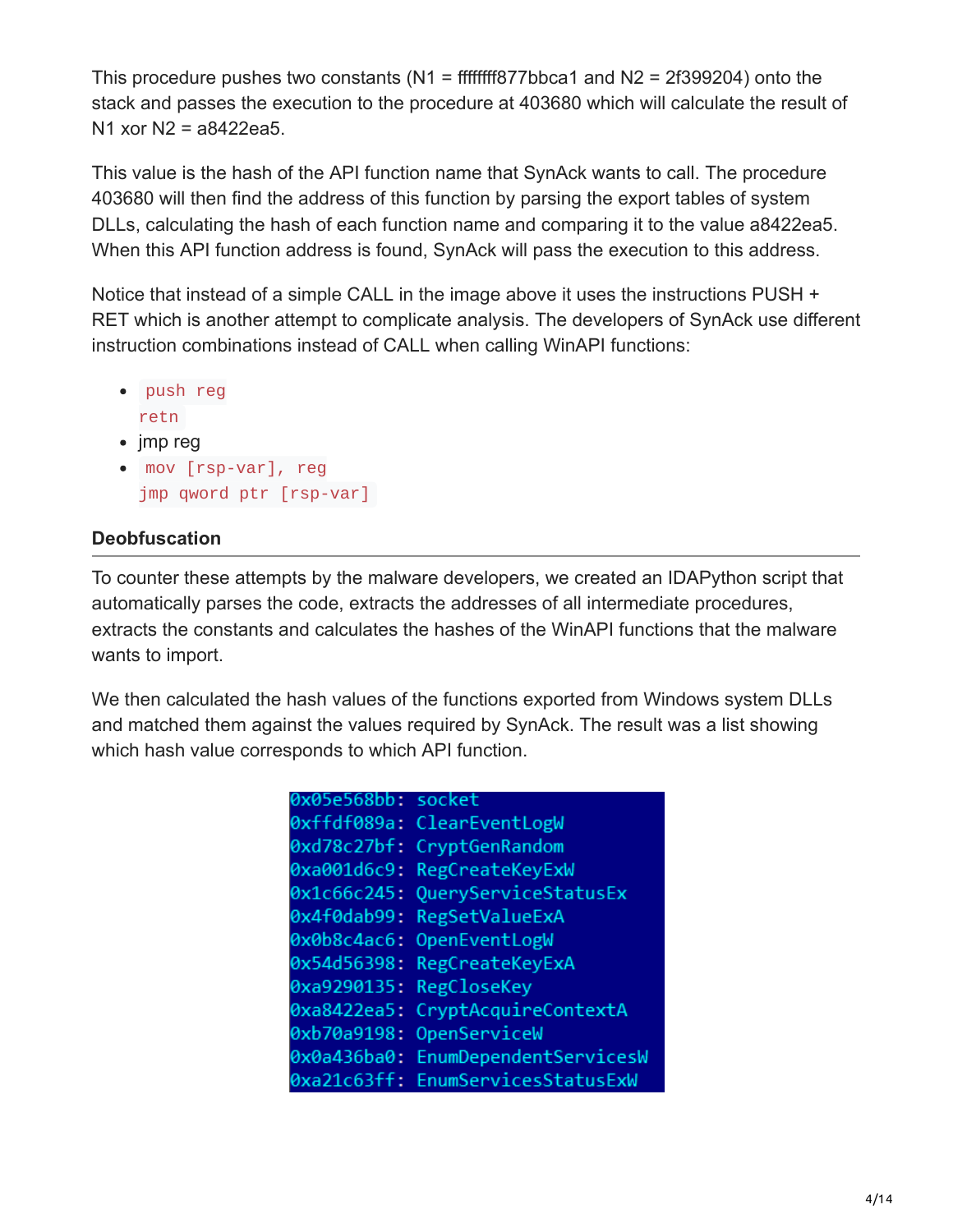This procedure pushes two constants (N1 = ffffffff877bbca1 and N2 = 2f399204) onto the stack and passes the execution to the procedure at 403680 which will calculate the result of N1 xor N2 = a8422ea5.

This value is the hash of the API function name that SynAck wants to call. The procedure 403680 will then find the address of this function by parsing the export tables of system DLLs, calculating the hash of each function name and comparing it to the value a8422ea5. When this API function address is found, SynAck will pass the execution to this address.

Notice that instead of a simple CALL in the image above it uses the instructions PUSH + RET which is another attempt to complicate analysis. The developers of SynAck use different instruction combinations instead of CALL when calling WinAPI functions:

- `push reg`
  `retn`
- jmp reg
- `mov [rsp-var], reg`
  `jmp qword ptr [rsp-var]`

### Deobfuscation

To counter these attempts by the malware developers, we created an IDAPython script that automatically parses the code, extracts the addresses of all intermediate procedures, extracts the constants and calculates the hashes of the WinAPI functions that the malware wants to import.

We then calculated the hash values of the functions exported from Windows system DLLs and matched them against the values required by SynAck. The result was a list showing which hash value corresponds to which API function.

```
0x05e568bb: socket
0xffdf089a: ClearEventLogW
0xd78c27bf: CryptGenRandom
0xa001d6c9: RegCreateKeyExW
0x1c66c245: QueryServiceStatusEx
0x4f0dab99: RegSetValueExA
0x0b8c4ac6: OpenEventLogW
0x54d56398: RegCreateKeyExA
0xa9290135: RegCloseKey
0xa8422ea5: CryptAcquireContextA
0xb70a9198: OpenServiceW
0x0a436ba0: EnumDependentServicesW
0xa21c63ff: EnumServicesStatusExW
```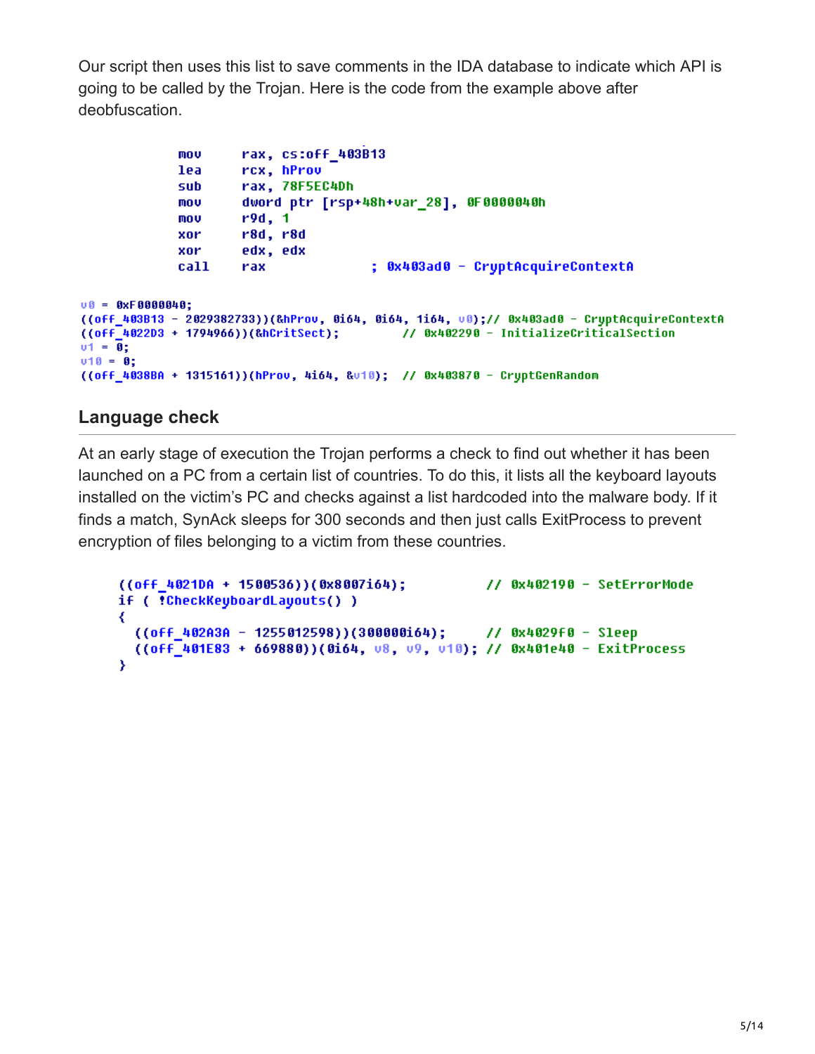Our script then uses this list to save comments in the IDA database to indicate which API is going to be called by the Trojan. Here is the code from the example above after deobfuscation.

```
mov     rax, cs:off_403B13
lea     rcx, hProv
sub     rax, 78F5EC4Dh
mov     dword ptr [rsp+48h+var_28], 0F0000040h
mov     r9d, 1
xor     r8d, r8d
xor     edx, edx
call    rax             ; 0x403ad0 - CryptAcquireContextA
```

```
v0 = 0xF0000040;
((off_403B13 - 2029382733))(&hProv, 0i64, 0i64, 1i64, v0);// 0x403ad0 - CryptAcquireContextA
((off_4022D3 + 1794966))(&hCritSect);         // 0x402290 - InitializeCriticalSection
v1 = 0;
v10 = 0;
((off_4038BA + 1315161))(hProv, 4i64, &v10);  // 0x403870 - CryptGenRandom
```

## Language check

At an early stage of execution the Trojan performs a check to find out whether it has been launched on a PC from a certain list of countries. To do this, it lists all the keyboard layouts installed on the victim's PC and checks against a list hardcoded into the malware body. If it finds a match, SynAck sleeps for 300 seconds and then just calls ExitProcess to prevent encryption of files belonging to a victim from these countries.

```
((off_4021DA + 1500536))(0x8007i64);          // 0x402190 - SetErrorMode
if ( !CheckKeyboardLayouts() )
{
  ((off_402A3A - 1255012598))(300000i64);     // 0x4029f0 - Sleep
  ((off_401E83 + 669880))(0i64, v8, v9, v10); // 0x401e40 - ExitProcess
}
```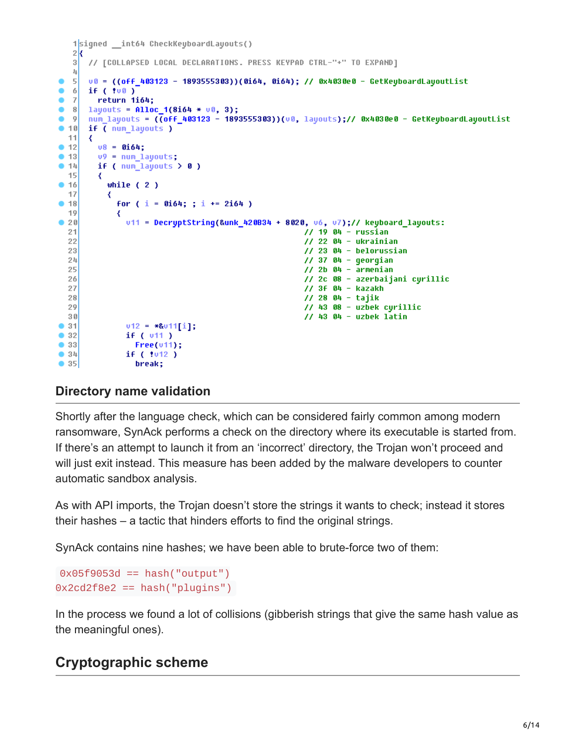```
signed __int64 CheckKeyboardLayouts()
{
  // [COLLAPSED LOCAL DECLARATIONS. PRESS KEYPAD CTRL-"+" TO EXPAND]

  v0 = ((off_403123 - 1893555303))(0i64, 0i64); // 0x4030e0 - GetKeyboardLayoutList
  if ( !v0 )
    return 1i64;
  layouts = Alloc_1(8i64 * v0, 3);
  num_layouts = ((off_403123 - 1893555303))(v0, layouts);// 0x4030e0 - GetKeyboardLayoutList
  if ( num_layouts )
  {
    v8 = 0i64;
    v9 = num_layouts;
    if ( num_layouts > 0 )
    {
      while ( 2 )
      {
        for ( i = 0i64; ; i += 2i64 )
        {
          v11 = DecryptString(&unk_420B34 + 8020, v6, v7);// keyboard_layouts:
                                                          // 19 04 - russian
                                                          // 22 04 - ukrainian
                                                          // 23 04 - belorussian
                                                          // 37 04 - georgian
                                                          // 2b 04 - armenian
                                                          // 2c 08 - azerbaijani cyrillic
                                                          // 3f 04 - kazakh
                                                          // 28 04 - tajik
                                                          // 43 08 - uzbek cyrillic
                                                          // 43 04 - uzbek latin
          v12 = *&v11[i];
          if ( v11 )
            Free(v11);
          if ( !v12 )
            break;
```

## Directory name validation

Shortly after the language check, which can be considered fairly common among modern ransomware, SynAck performs a check on the directory where its executable is started from. If there's an attempt to launch it from an 'incorrect' directory, the Trojan won't proceed and will just exit instead. This measure has been added by the malware developers to counter automatic sandbox analysis.

As with API imports, the Trojan doesn't store the strings it wants to check; instead it stores their hashes – a tactic that hinders efforts to find the original strings.

SynAck contains nine hashes; we have been able to brute-force two of them:

```
0x05f9053d == hash("output")
0x2cd2f8e2 == hash("plugins")
```

In the process we found a lot of collisions (gibberish strings that give the same hash value as the meaningful ones).

## Cryptographic scheme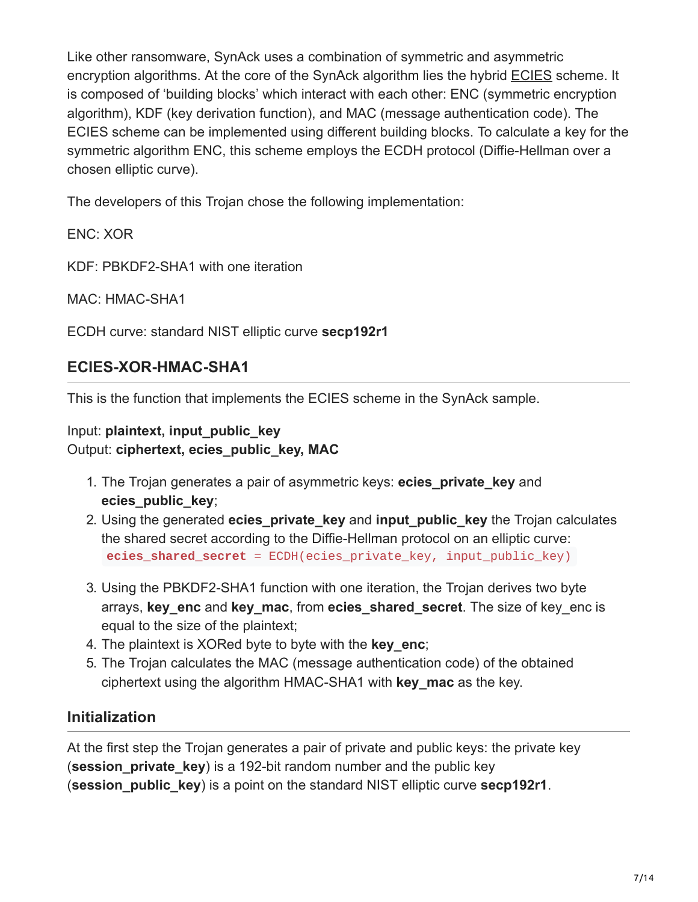Like other ransomware, SynAck uses a combination of symmetric and asymmetric encryption algorithms. At the core of the SynAck algorithm lies the hybrid ECIES scheme. It is composed of 'building blocks' which interact with each other: ENC (symmetric encryption algorithm), KDF (key derivation function), and MAC (message authentication code). The ECIES scheme can be implemented using different building blocks. To calculate a key for the symmetric algorithm ENC, this scheme employs the ECDH protocol (Diffie-Hellman over a chosen elliptic curve).

The developers of this Trojan chose the following implementation:

ENC: XOR

KDF: PBKDF2-SHA1 with one iteration

MAC: HMAC-SHA1

ECDH curve: standard NIST elliptic curve **secp192r1**

## ECIES-XOR-HMAC-SHA1

This is the function that implements the ECIES scheme in the SynAck sample.

Input: **plaintext, input_public_key**
Output: **ciphertext, ecies_public_key, MAC**

1. The Trojan generates a pair of asymmetric keys: **ecies_private_key** and **ecies_public_key**;
2. Using the generated **ecies_private_key** and **input_public_key** the Trojan calculates the shared secret according to the Diffie-Hellman protocol on an elliptic curve: `ecies_shared_secret = ECDH(ecies_private_key, input_public_key)`
3. Using the PBKDF2-SHA1 function with one iteration, the Trojan derives two byte arrays, **key_enc** and **key_mac**, from **ecies_shared_secret**. The size of key_enc is equal to the size of the plaintext;
4. The plaintext is XORed byte to byte with the **key_enc**;
5. The Trojan calculates the MAC (message authentication code) of the obtained ciphertext using the algorithm HMAC-SHA1 with **key_mac** as the key.

### Initialization

At the first step the Trojan generates a pair of private and public keys: the private key (**session_private_key**) is a 192-bit random number and the public key (**session_public_key**) is a point on the standard NIST elliptic curve **secp192r1**.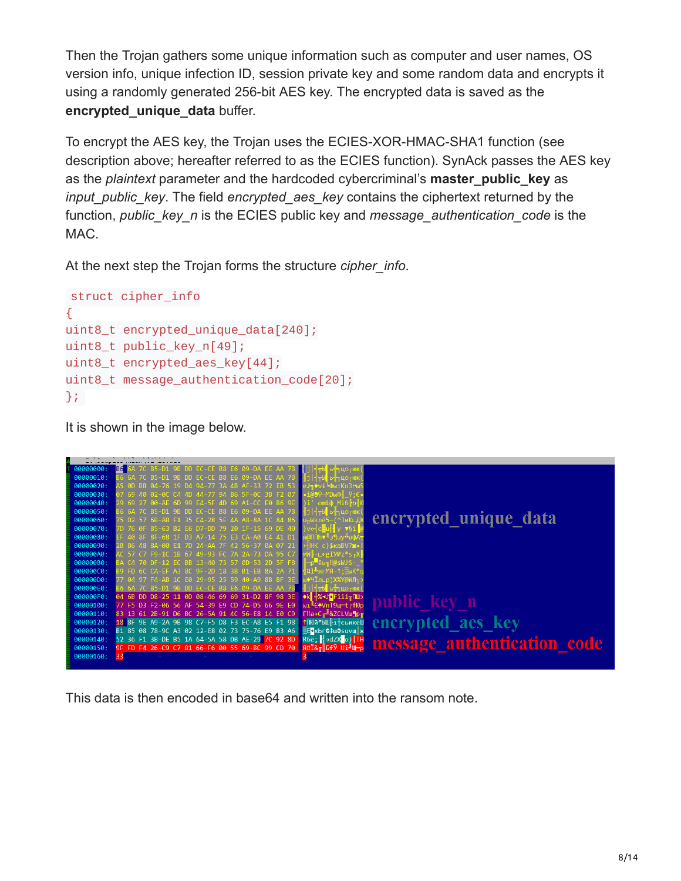Then the Trojan gathers some unique information such as computer and user names, OS version info, unique infection ID, session private key and some random data and encrypts it using a randomly generated 256-bit AES key. The encrypted data is saved as the **encrypted_unique_data** buffer.

To encrypt the AES key, the Trojan uses the ECIES-XOR-HMAC-SHA1 function (see description above; hereafter referred to as the ECIES function). SynAck passes the AES key as the *plaintext* parameter and the hardcoded cybercriminal's **master_public_key** as *input_public_key*. The field *encrypted_aes_key* contains the ciphertext returned by the function, *public_key_n* is the ECIES public key and *message_authentication_code* is the MAC.

At the next step the Trojan forms the structure *cipher_info*.

```
struct cipher_info
{
uint8_t encrypted_unique_data[240];
uint8_t public_key_n[49];
uint8_t encrypted_aes_key[44];
uint8_t message_authentication_code[20];
};
```

It is shown in the image below.

This data is then encoded in base64 and written into the ransom note.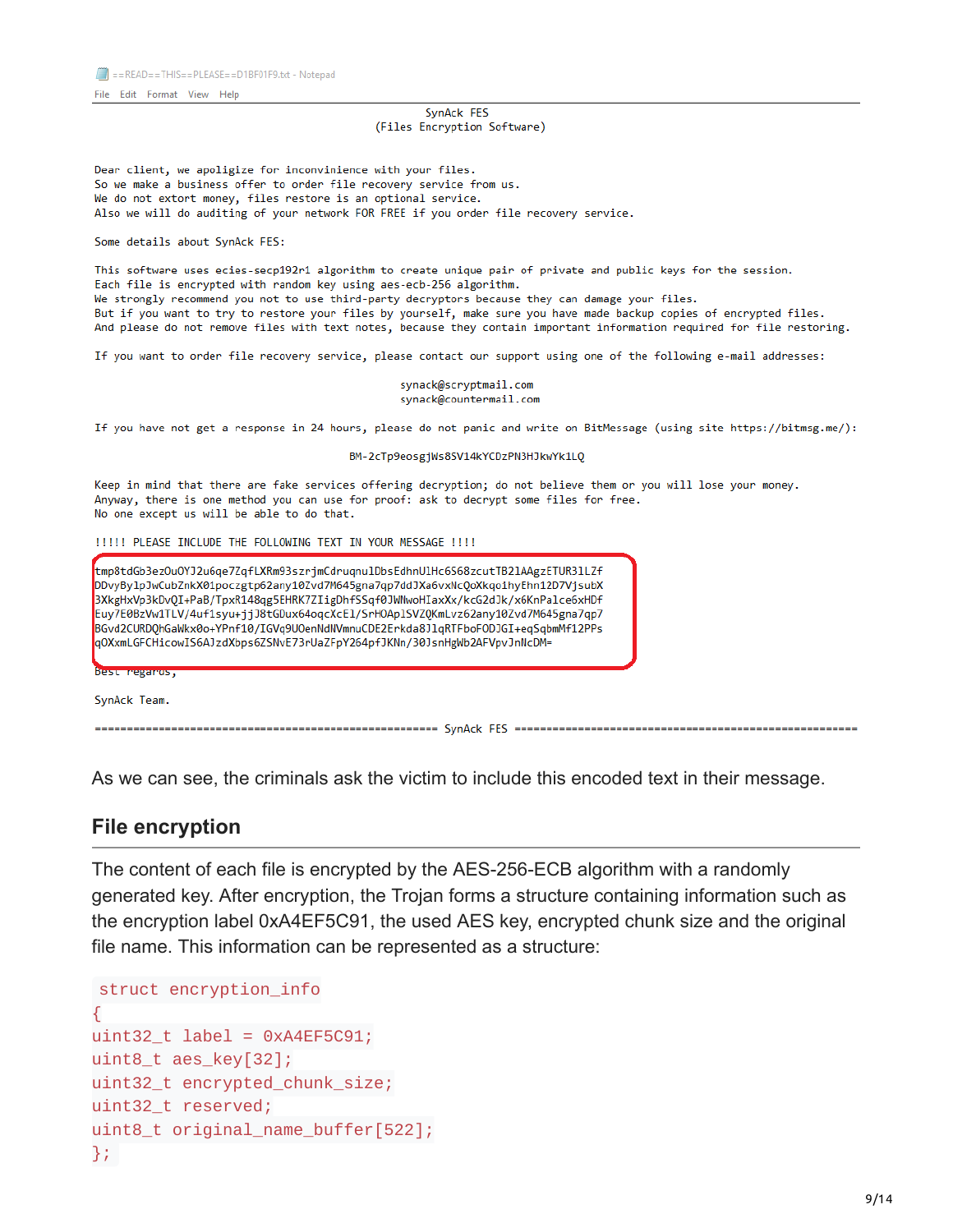==READ==THIS==PLEASE==D1BF01F9.txt - Notepad

File Edit Format View Help

```
                                   SynAck FES
                          (Files Encryption Software)


Dear client, we apoligize for inconvinience with your files.
So we make a business offer to order file recovery service from us.
We do not extort money, files restore is an optional service.
Also we will do auditing of your network FOR FREE if you order file recovery service.

Some details about SynAck FES:

This software uses ecies-secp192r1 algorithm to create unique pair of private and public keys for the session.
Each file is encrypted with random key using aes-ecb-256 algorithm.
We strongly recommend you not to use third-party decryptors because they can damage your files.
But if you want to try to restore your files by yourself, make sure you have made backup copies of encrypted files.
And please do not remove files with text notes, because they contain important information required for file restoring.

If you want to order file recovery service, please contact our support using one of the following e-mail addresses:

                              synack@scryptmail.com
                              synack@countermail.com

If you have not get a response in 24 hours, please do not panic and write on BitMessage (using site https://bitmsg.me/):

                          BM-2cTp9eosgjWs8SV14kYCDzPN3HJkwYk1LQ

Keep in mind that there are fake services offering decryption; do not believe them or you will lose your money.
Anyway, there is one method you can use for proof: ask to decrypt some files for free.
No one except us will be able to do that.

!!!!! PLEASE INCLUDE THE FOLLOWING TEXT IN YOUR MESSAGE !!!!

tmp8tdGb3ezOuOYJ2u6qe7ZqfLXRm93szrjmCdruqnulDbsEdhnUlHc6S68zcutTB21AAgzETUR31LZf
DDvyBy1pJwCubZnkX01poczgtp62any10Zvd7M645gna7qp7ddJXa6vxNcQoXkqo1hyEhn12D7VjsubX
3XkgHxVp3kDvQI+PaB/TpxR148qg5EHRK7ZIigDhfSSqf0JWNwoHIaxXx/kcG2dJk/x6KnPalce6xHDf
Euy7E0BzVw1TLV/4uf1syu+jjJ8tGDux64oqcXcEl/SrHOAplSVZQKmLvz62any10Zvd7M645gna7qp7
BGvd2CURDQhGaWkx0o+YPnf10/IGVq9UOenNdNVmnuCDE2Erkda8J1qRTFboFODJGI+eqSqbmMf12PPs
qOXxmLGFCHicowIS6AJzdXbps6ZSNvE73rUaZFpY264pfJKNn/30JsnHgWb2AFVpvJnNcDM=

Best regards,

SynAck Team.

====================================================== SynAck FES ======================================================
```

As we can see, the criminals ask the victim to include this encoded text in their message.

## File encryption

The content of each file is encrypted by the AES-256-ECB algorithm with a randomly generated key. After encryption, the Trojan forms a structure containing information such as the encryption label 0xA4EF5C91, the used AES key, encrypted chunk size and the original file name. This information can be represented as a structure:

```
struct encryption_info
{
uint32_t label = 0xA4EF5C91;
uint8_t aes_key[32];
uint32_t encrypted_chunk_size;
uint32_t reserved;
uint8_t original_name_buffer[522];
};
```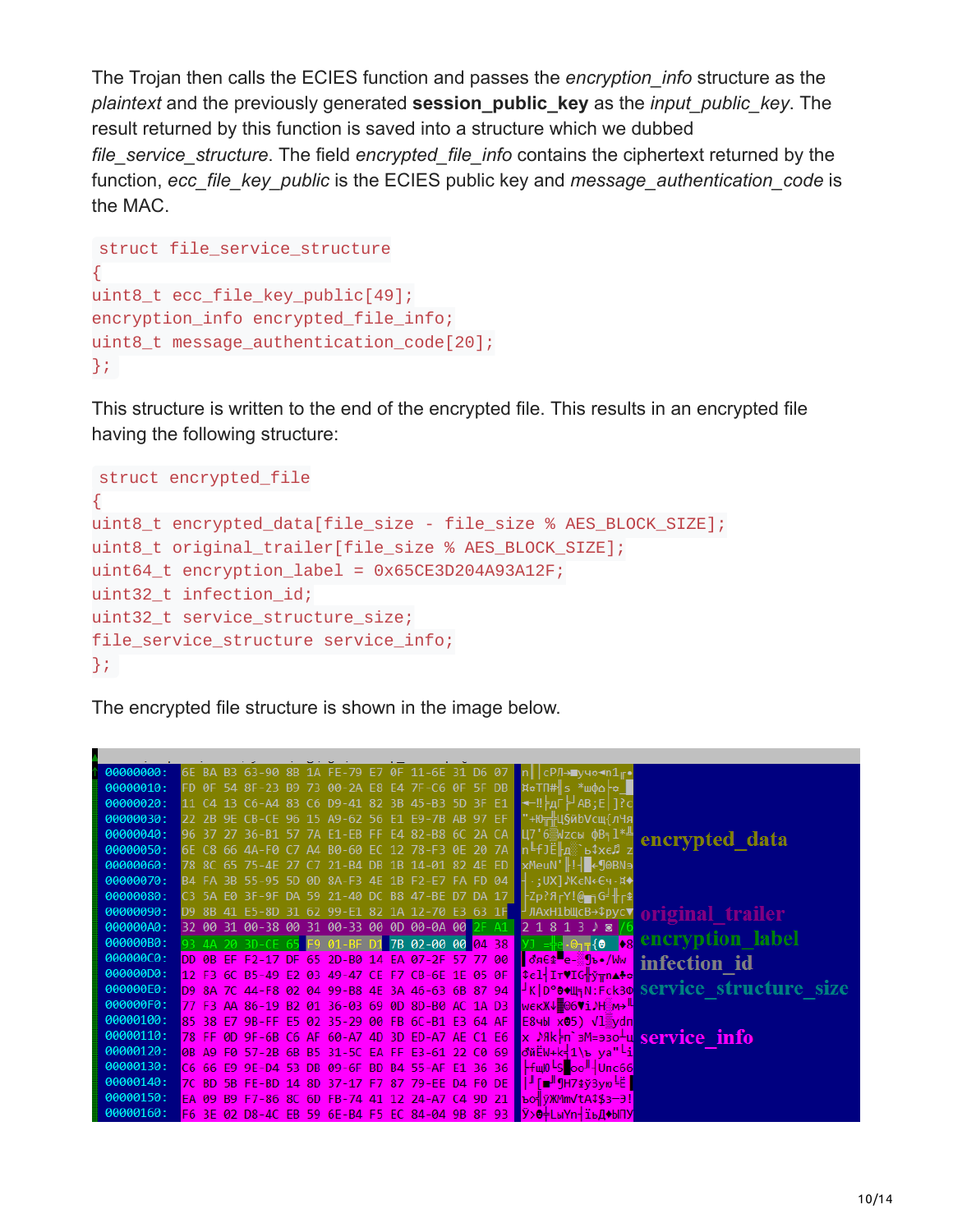The Trojan then calls the ECIES function and passes the *encryption_info* structure as the *plaintext* and the previously generated **session_public_key** as the *input_public_key*. The result returned by this function is saved into a structure which we dubbed *file_service_structure*. The field *encrypted_file_info* contains the ciphertext returned by the function, *ecc_file_key_public* is the ECIES public key and *message_authentication_code* is the MAC.

```
struct file_service_structure
{
uint8_t ecc_file_key_public[49];
encryption_info encrypted_file_info;
uint8_t message_authentication_code[20];
};
```

This structure is written to the end of the encrypted file. This results in an encrypted file having the following structure:

```
struct encrypted_file
{
uint8_t encrypted_data[file_size - file_size % AES_BLOCK_SIZE];
uint8_t original_trailer[file_size % AES_BLOCK_SIZE];
uint64_t encryption_label = 0x65CE3D204A93A12F;
uint32_t infection_id;
uint32_t service_structure_size;
file_service_structure service_info;
};
```

The encrypted file structure is shown in the image below.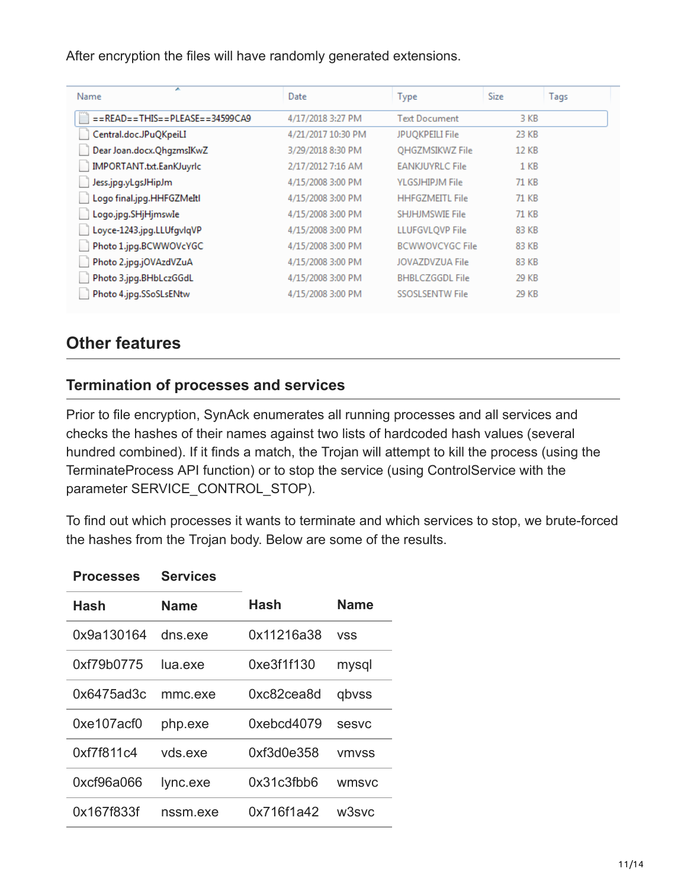After encryption the files will have randomly generated extensions.

| Name | Date | Type | Size | Tags |
|---|---|---|---|---|
| ==READ==THIS==PLEASE==34599CA9 | 4/17/2018 3:27 PM | Text Document | 3 KB | |
| Central.doc.JPuQKpeiLI | 4/21/2017 10:30 PM | JPUQKPEILI File | 23 KB | |
| Dear Joan.docx.QhgzmsIKwZ | 3/29/2018 8:30 PM | QHGZMSIKWZ File | 12 KB | |
| IMPORTANT.txt.EanKJuyrlc | 2/17/2012 7:16 AM | EANKJUYRLC File | 1 KB | |
| Jess.jpg.yLgsJHipJm | 4/15/2008 3:00 PM | YLGSJHIPJM File | 71 KB | |
| Logo final.jpg.HHFGZMeItl | 4/15/2008 3:00 PM | HHFGZMEITL File | 71 KB | |
| Logo.jpg.SHjHjmswIe | 4/15/2008 3:00 PM | SHJHJMSWIE File | 71 KB | |
| Loyce-1243.jpg.LLUfgvlqVP | 4/15/2008 3:00 PM | LLUFGVLQVP File | 83 KB | |
| Photo 1.jpg.BCWWOVcYGC | 4/15/2008 3:00 PM | BCWWOVCYGC File | 83 KB | |
| Photo 2.jpg.jOVAzdVZuA | 4/15/2008 3:00 PM | JOVAZDVZUA File | 83 KB | |
| Photo 3.jpg.BHbLczGGdL | 4/15/2008 3:00 PM | BHBLCZGGDL File | 29 KB | |
| Photo 4.jpg.SSoSLsENtw | 4/15/2008 3:00 PM | SSOSLSENTW File | 29 KB | |

## Other features

### Termination of processes and services

Prior to file encryption, SynAck enumerates all running processes and all services and checks the hashes of their names against two lists of hardcoded hash values (several hundred combined). If it finds a match, the Trojan will attempt to kill the process (using the TerminateProcess API function) or to stop the service (using ControlService with the parameter SERVICE_CONTROL_STOP).

To find out which processes it wants to terminate and which services to stop, we brute-forced the hashes from the Trojan body. Below are some of the results.

| Processes | | Services | |
|---|---|---|---|
| **Hash** | **Name** | **Hash** | **Name** |
| 0x9a130164 | dns.exe | 0x11216a38 | vss |
| 0xf79b0775 | lua.exe | 0xe3f1f130 | mysql |
| 0x6475ad3c | mmc.exe | 0xc82cea8d | qbvss |
| 0xe107acf0 | php.exe | 0xebcd4079 | sesvc |
| 0xf7f811c4 | vds.exe | 0xf3d0e358 | vmvss |
| 0xcf96a066 | lync.exe | 0x31c3fbb6 | wmsvc |
| 0x167f833f | nssm.exe | 0x716f1a42 | w3svc |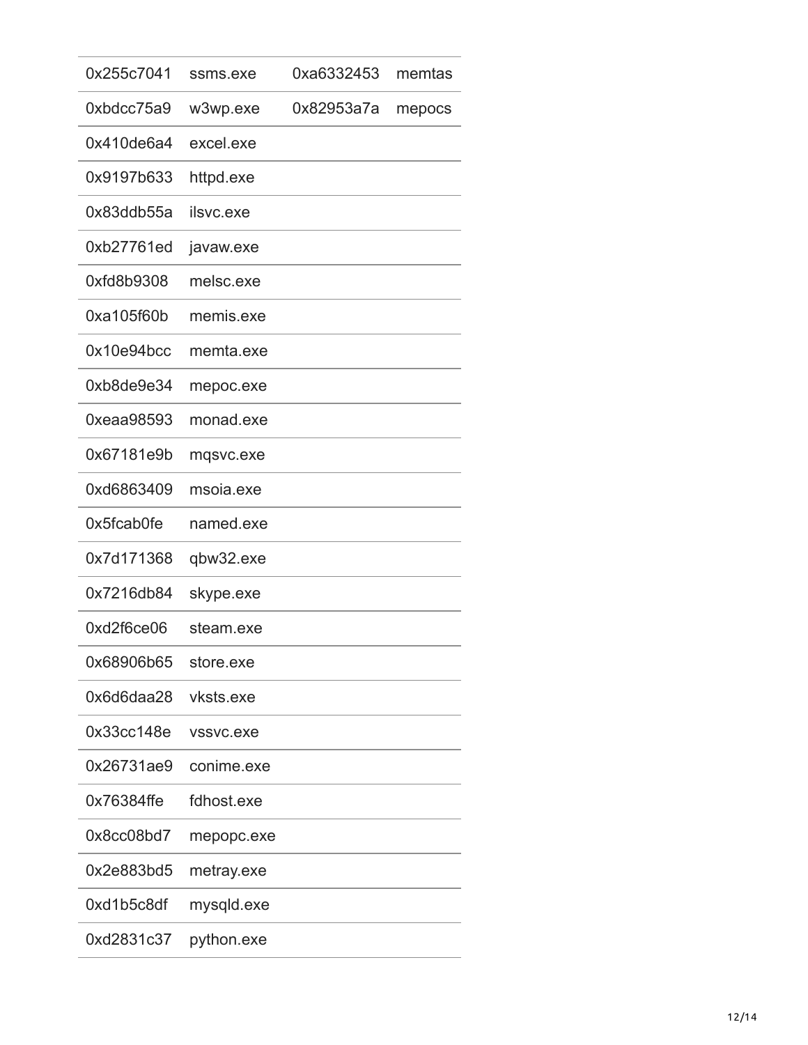| | | | |
|---|---|---|---|
| 0x255c7041 | ssms.exe | 0xa6332453 | memtas |
| 0xbdcc75a9 | w3wp.exe | 0x82953a7a | mepocs |
| 0x410de6a4 | excel.exe | | |
| 0x9197b633 | httpd.exe | | |
| 0x83ddb55a | ilsvc.exe | | |
| 0xb27761ed | javaw.exe | | |
| 0xfd8b9308 | melsc.exe | | |
| 0xa105f60b | memis.exe | | |
| 0x10e94bcc | memta.exe | | |
| 0xb8de9e34 | mepoc.exe | | |
| 0xeaa98593 | monad.exe | | |
| 0x67181e9b | mqsvc.exe | | |
| 0xd6863409 | msoia.exe | | |
| 0x5fcab0fe | named.exe | | |
| 0x7d171368 | qbw32.exe | | |
| 0x7216db84 | skype.exe | | |
| 0xd2f6ce06 | steam.exe | | |
| 0x68906b65 | store.exe | | |
| 0x6d6daa28 | vksts.exe | | |
| 0x33cc148e | vssvc.exe | | |
| 0x26731ae9 | conime.exe | | |
| 0x76384ffe | fdhost.exe | | |
| 0x8cc08bd7 | mepopc.exe | | |
| 0x2e883bd5 | metray.exe | | |
| 0xd1b5c8df | mysqld.exe | | |
| 0xd2831c37 | python.exe | | |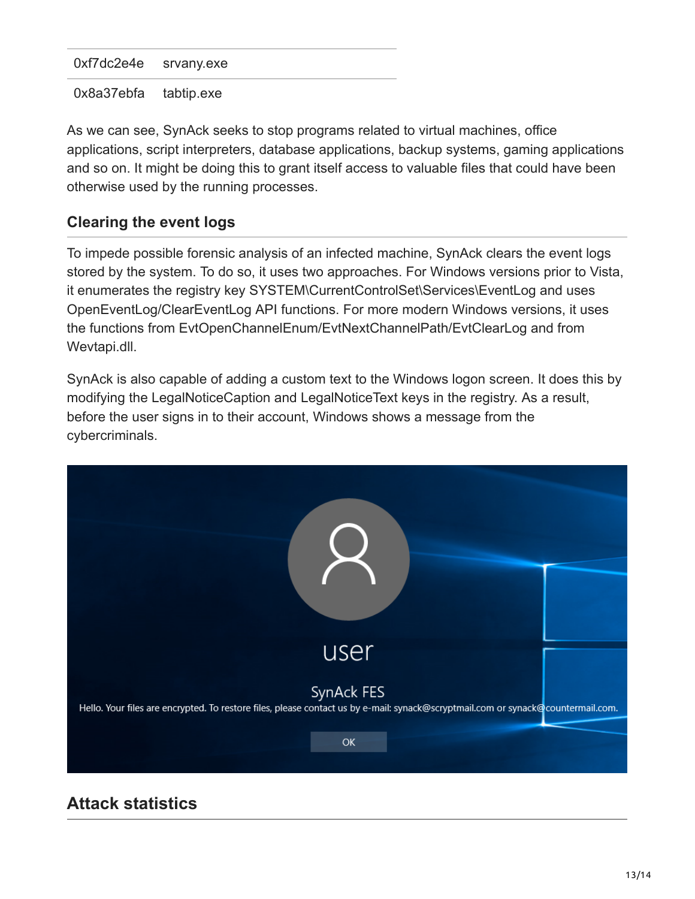| 0xf7dc2e4e | srvany.exe |
| --- | --- |
| 0x8a37ebfa | tabtip.exe |

As we can see, SynAck seeks to stop programs related to virtual machines, office applications, script interpreters, database applications, backup systems, gaming applications and so on. It might be doing this to grant itself access to valuable files that could have been otherwise used by the running processes.

### Clearing the event logs

To impede possible forensic analysis of an infected machine, SynAck clears the event logs stored by the system. To do so, it uses two approaches. For Windows versions prior to Vista, it enumerates the registry key SYSTEM\CurrentControlSet\Services\EventLog and uses OpenEventLog/ClearEventLog API functions. For more modern Windows versions, it uses the functions from EvtOpenChannelEnum/EvtNextChannelPath/EvtClearLog and from Wevtapi.dll.

SynAck is also capable of adding a custom text to the Windows logon screen. It does this by modifying the LegalNoticeCaption and LegalNoticeText keys in the registry. As a result, before the user signs in to their account, Windows shows a message from the cybercriminals.

## Attack statistics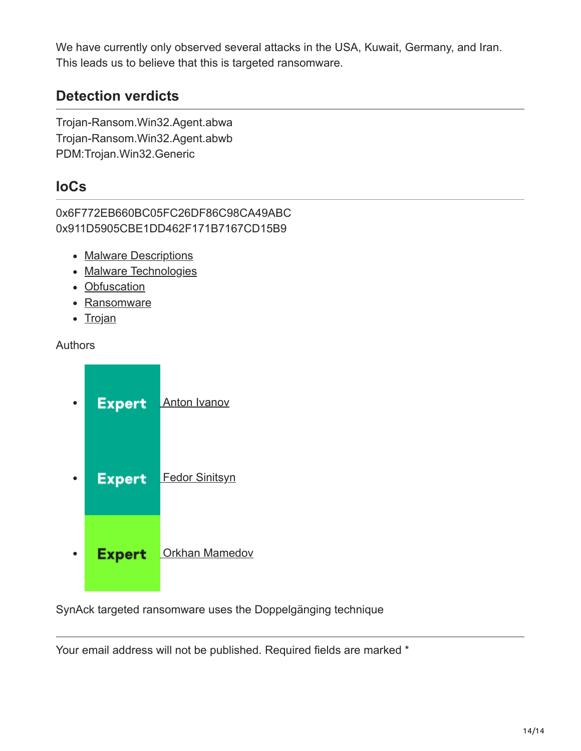We have currently only observed several attacks in the USA, Kuwait, Germany, and Iran. This leads us to believe that this is targeted ransomware.

## Detection verdicts

Trojan-Ransom.Win32.Agent.abwa
Trojan-Ransom.Win32.Agent.abwb
PDM:Trojan.Win32.Generic

## IoCs

0x6F772EB660BC05FC26DF86C98CA49ABC
0x911D5905CBE1DD462F171B7167CD15B9

- Malware Descriptions
- Malware Technologies
- Obfuscation
- Ransomware
- Trojan

Authors

- Expert Anton Ivanov
- Expert Fedor Sinitsyn
- Expert Orkhan Mamedov

SynAck targeted ransomware uses the Doppelgänging technique

Your email address will not be published. Required fields are marked *